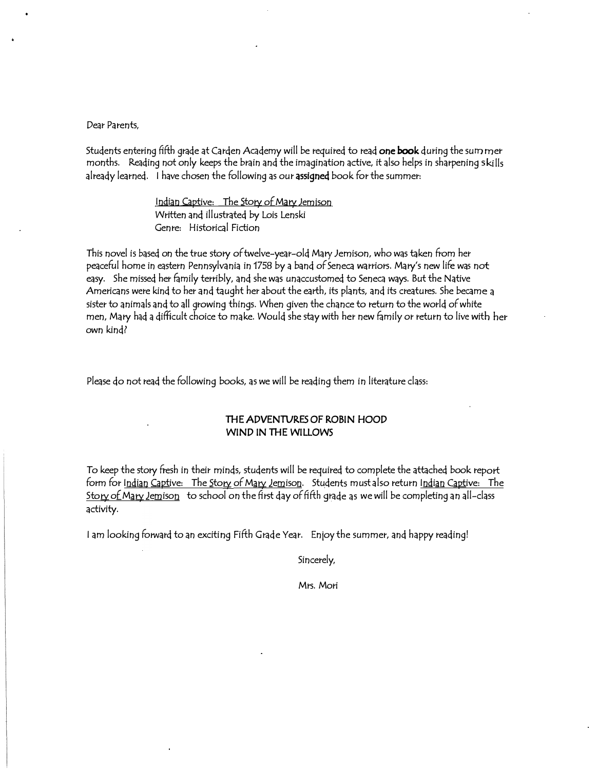Dear Parents,

Students entering fifth grade at Carden Academy will be required to read **one book** during the summer months. Reading not only keeps the brain and the imagination active, it also helps in sharpening skills already learned. I have chosen the following as our **assigned** book for the summer:

> Indian Captive: The Story of Mary Jemison
> Written and illustrated by Lois Lenski
> Genre: Historical Fiction

This novel is based on the true story of twelve-year-old Mary Jemison, who was taken from her peaceful home in eastern Pennsylvania in 1758 by a band of Seneca warriors. Mary's new life was not easy. She missed her family terribly, and she was unaccustomed to Seneca ways. But the Native Americans were kind to her and taught her about the earth, its plants, and its creatures. She became a sister to animals and to all growing things. When given the chance to return to the world of white men, Mary had a difficult choice to make. Would she stay with her new family or return to live with her own kind?

Please do not read the following books, as we will be reading them in literature class:

**THE ADVENTURES OF ROBIN HOOD**
**WIND IN THE WILLOWS**

To keep the story fresh in their minds, students will be required to complete the attached book report form for Indian Captive: The Story of Mary Jemison. Students must also return Indian Captive: The Story of Mary Jemison to school on the first day of fifth grade as we will be completing an all-class activity.

I am looking forward to an exciting Fifth Grade Year. Enjoy the summer, and happy reading!

Sincerely,

Mrs. Mori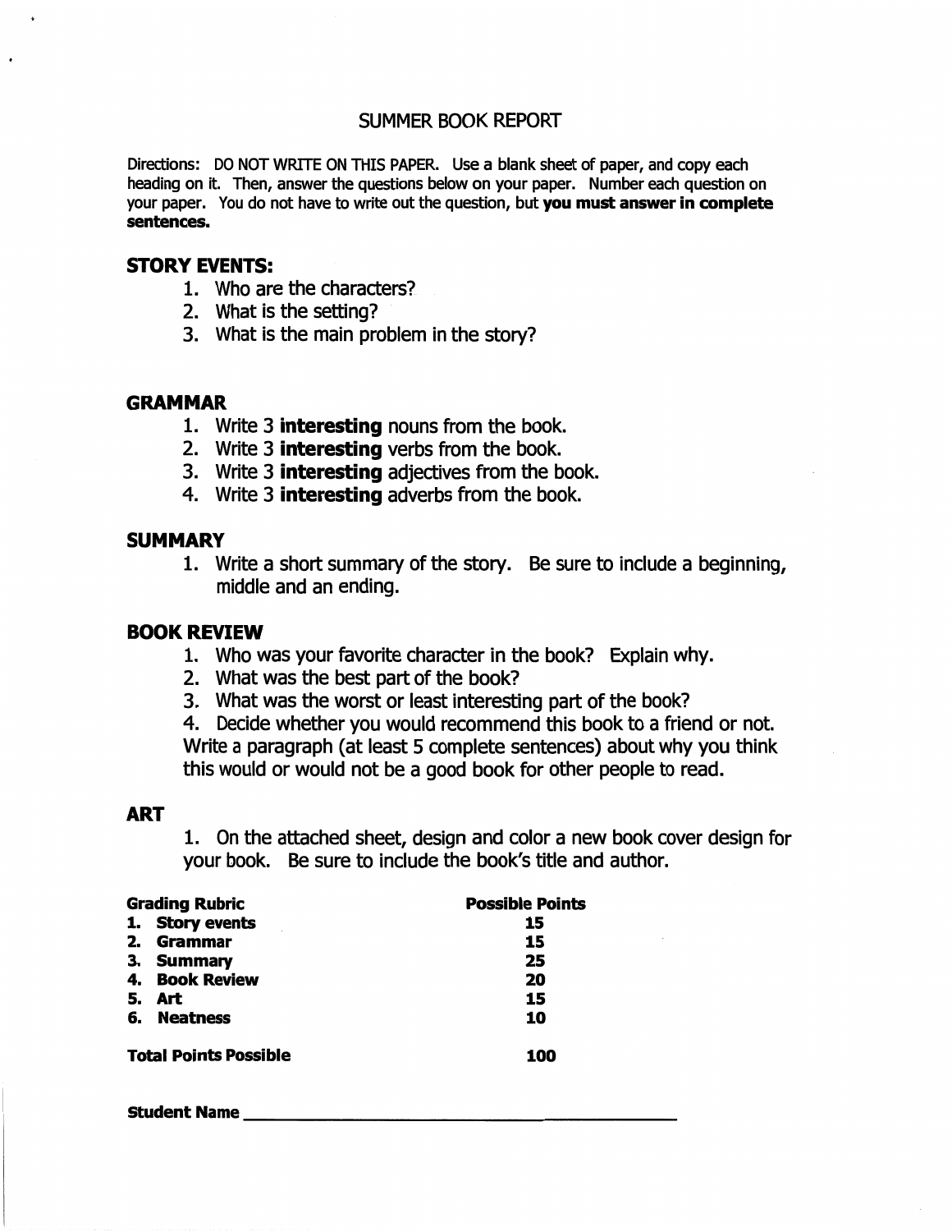# SUMMER BOOK REPORT

Directions: DO NOT WRITE ON THIS PAPER. Use a blank sheet of paper, and copy each heading on it. Then, answer the questions below on your paper. Number each question on your paper. You do not have to write out the question, but **you must answer in complete sentences.**

## STORY EVENTS:

1. Who are the characters?
2. What is the setting?
3. What is the main problem in the story?

## GRAMMAR

1. Write 3 **interesting** nouns from the book.
2. Write 3 **interesting** verbs from the book.
3. Write 3 **interesting** adjectives from the book.
4. Write 3 **interesting** adverbs from the book.

## SUMMARY

1. Write a short summary of the story. Be sure to include a beginning, middle and an ending.

## BOOK REVIEW

1. Who was your favorite character in the book? Explain why.
2. What was the best part of the book?
3. What was the worst or least interesting part of the book?
4. Decide whether you would recommend this book to a friend or not. Write a paragraph (at least 5 complete sentences) about why you think this would or would not be a good book for other people to read.

## ART

1. On the attached sheet, design and color a new book cover design for your book. Be sure to include the book's title and author.

| **Grading Rubric** | **Possible Points** |
|---|---|
| **1. Story events** | **15** |
| **2. Grammar** | **15** |
| **3. Summary** | **25** |
| **4. Book Review** | **20** |
| **5. Art** | **15** |
| **6. Neatness** | **10** |
| **Total Points Possible** | **100** |

**Student Name** ______________________________________________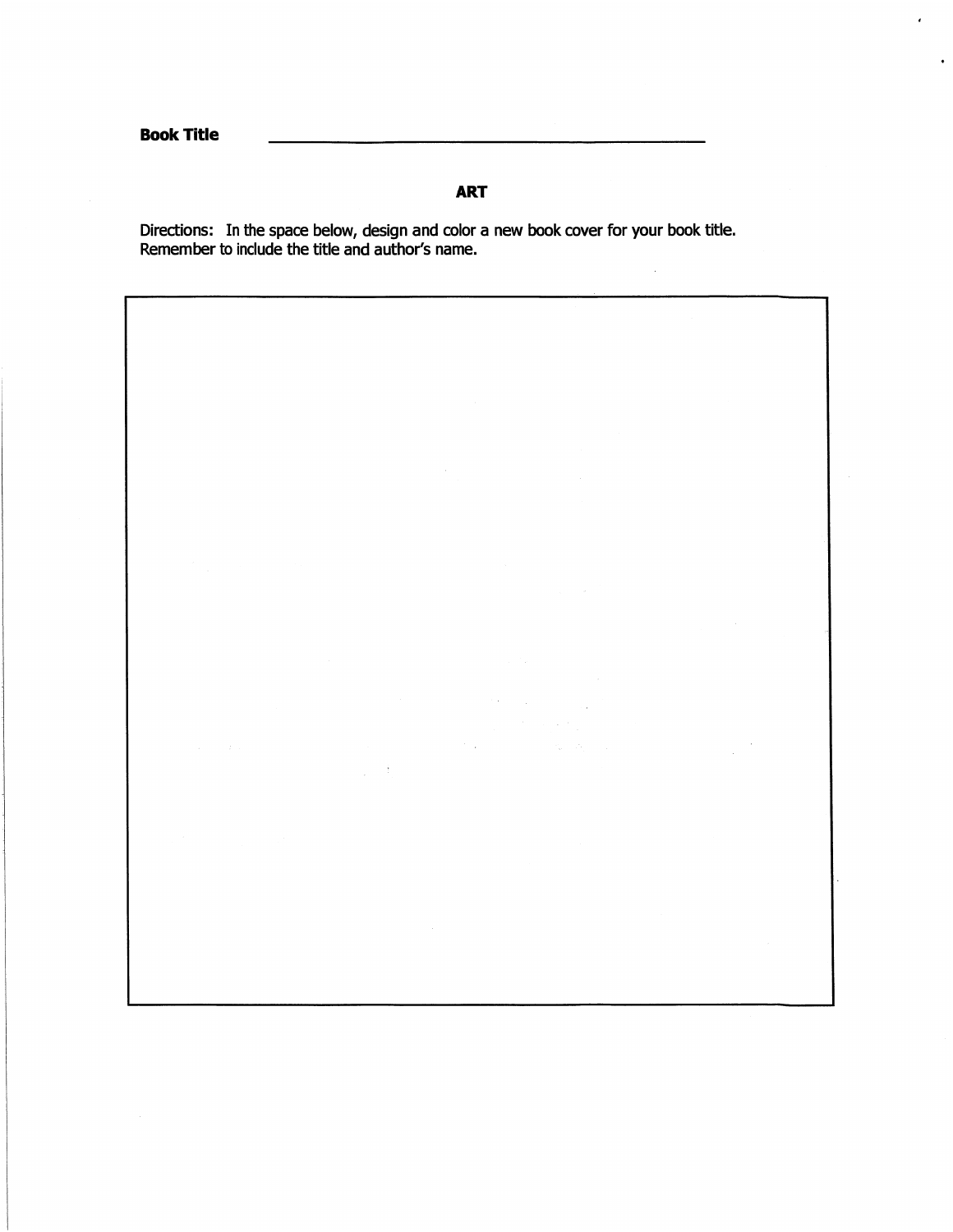**Book Title** ______________________________________________

## ART

Directions: In the space below, design and color a new book cover for your book title. Remember to include the title and author's name.